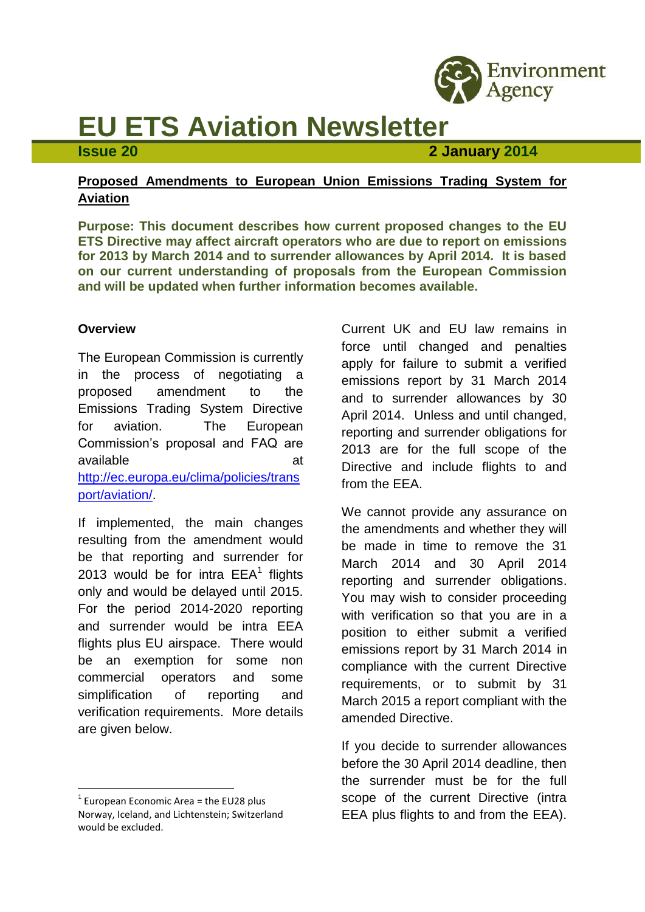Environment Agency

# EU ETS Aviation Newsletter

**Issue 20** **2 January 2014**

## Proposed Amendments to European Union Emissions Trading System for Aviation

**Purpose: This document describes how current proposed changes to the EU ETS Directive may affect aircraft operators who are due to report on emissions for 2013 by March 2014 and to surrender allowances by April 2014. It is based on our current understanding of proposals from the European Commission and will be updated when further information becomes available.**

### Overview

The European Commission is currently in the process of negotiating a proposed amendment to the Emissions Trading System Directive for aviation. The European Commission's proposal and FAQ are available at http://ec.europa.eu/clima/policies/transport/aviation/.

If implemented, the main changes resulting from the amendment would be that reporting and surrender for 2013 would be for intra EEA[1] flights only and would be delayed until 2015. For the period 2014-2020 reporting and surrender would be intra EEA flights plus EU airspace. There would be an exemption for some non commercial operators and some simplification of reporting and verification requirements. More details are given below.

Current UK and EU law remains in force until changed and penalties apply for failure to submit a verified emissions report by 31 March 2014 and to surrender allowances by 30 April 2014. Unless and until changed, reporting and surrender obligations for 2013 are for the full scope of the Directive and include flights to and from the EEA.

We cannot provide any assurance on the amendments and whether they will be made in time to remove the 31 March 2014 and 30 April 2014 reporting and surrender obligations. You may wish to consider proceeding with verification so that you are in a position to either submit a verified emissions report by 31 March 2014 in compliance with the current Directive requirements, or to submit by 31 March 2015 a report compliant with the amended Directive.

If you decide to surrender allowances before the 30 April 2014 deadline, then the surrender must be for the full scope of the current Directive (intra EEA plus flights to and from the EEA).

[1] European Economic Area = the EU28 plus Norway, Iceland, and Lichtenstein; Switzerland would be excluded.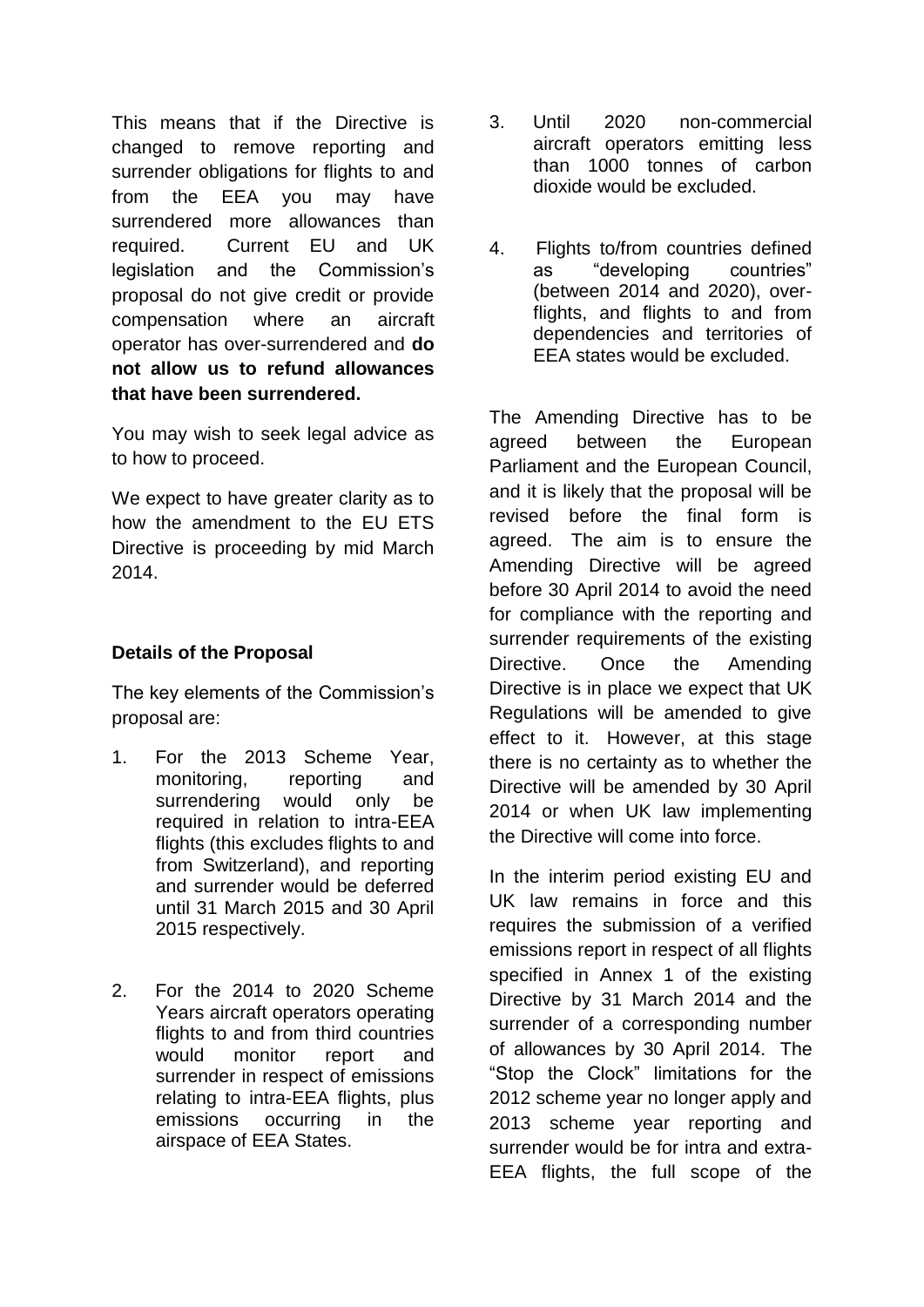This means that if the Directive is changed to remove reporting and surrender obligations for flights to and from the EEA you may have surrendered more allowances than required. Current EU and UK legislation and the Commission's proposal do not give credit or provide compensation where an aircraft operator has over-surrendered and **do not allow us to refund allowances that have been surrendered.**

You may wish to seek legal advice as to how to proceed.

We expect to have greater clarity as to how the amendment to the EU ETS Directive is proceeding by mid March 2014.

**Details of the Proposal**

The key elements of the Commission's proposal are:

1. For the 2013 Scheme Year, monitoring, reporting and surrendering would only be required in relation to intra-EEA flights (this excludes flights to and from Switzerland), and reporting and surrender would be deferred until 31 March 2015 and 30 April 2015 respectively.

2. For the 2014 to 2020 Scheme Years aircraft operators operating flights to and from third countries would monitor report and surrender in respect of emissions relating to intra-EEA flights, plus emissions occurring in the airspace of EEA States.

3. Until 2020 non-commercial aircraft operators emitting less than 1000 tonnes of carbon dioxide would be excluded.

4. Flights to/from countries defined as "developing countries" (between 2014 and 2020), over-flights, and flights to and from dependencies and territories of EEA states would be excluded.

The Amending Directive has to be agreed between the European Parliament and the European Council, and it is likely that the proposal will be revised before the final form is agreed. The aim is to ensure the Amending Directive will be agreed before 30 April 2014 to avoid the need for compliance with the reporting and surrender requirements of the existing Directive. Once the Amending Directive is in place we expect that UK Regulations will be amended to give effect to it. However, at this stage there is no certainty as to whether the Directive will be amended by 30 April 2014 or when UK law implementing the Directive will come into force.

In the interim period existing EU and UK law remains in force and this requires the submission of a verified emissions report in respect of all flights specified in Annex 1 of the existing Directive by 31 March 2014 and the surrender of a corresponding number of allowances by 30 April 2014. The "Stop the Clock" limitations for the 2012 scheme year no longer apply and 2013 scheme year reporting and surrender would be for intra and extra-EEA flights, the full scope of the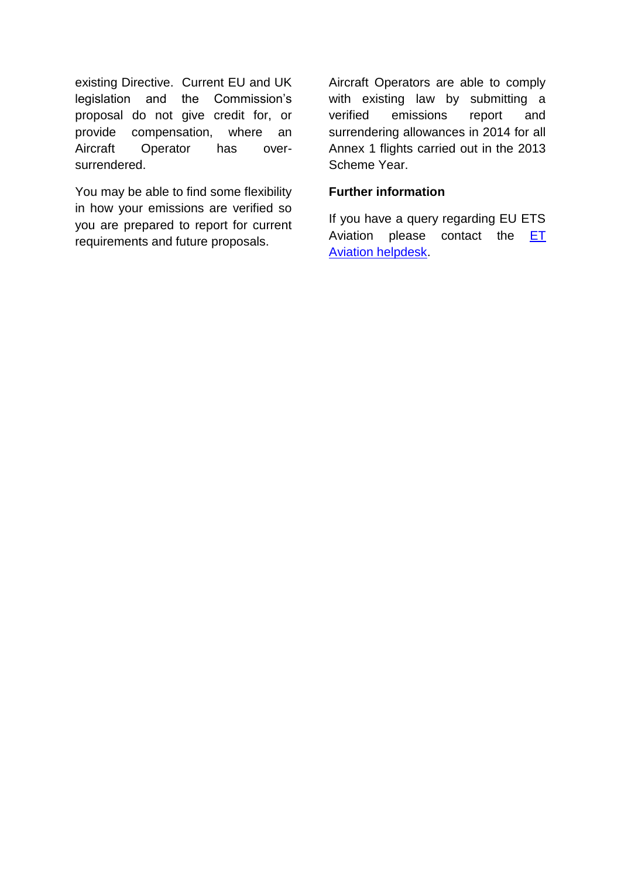existing Directive. Current EU and UK legislation and the Commission's proposal do not give credit for, or provide compensation, where an Aircraft Operator has over-surrendered.

You may be able to find some flexibility in how your emissions are verified so you are prepared to report for current requirements and future proposals.

Aircraft Operators are able to comply with existing law by submitting a verified emissions report and surrendering allowances in 2014 for all Annex 1 flights carried out in the 2013 Scheme Year.

**Further information**

If you have a query regarding EU ETS Aviation please contact the ET Aviation helpdesk.